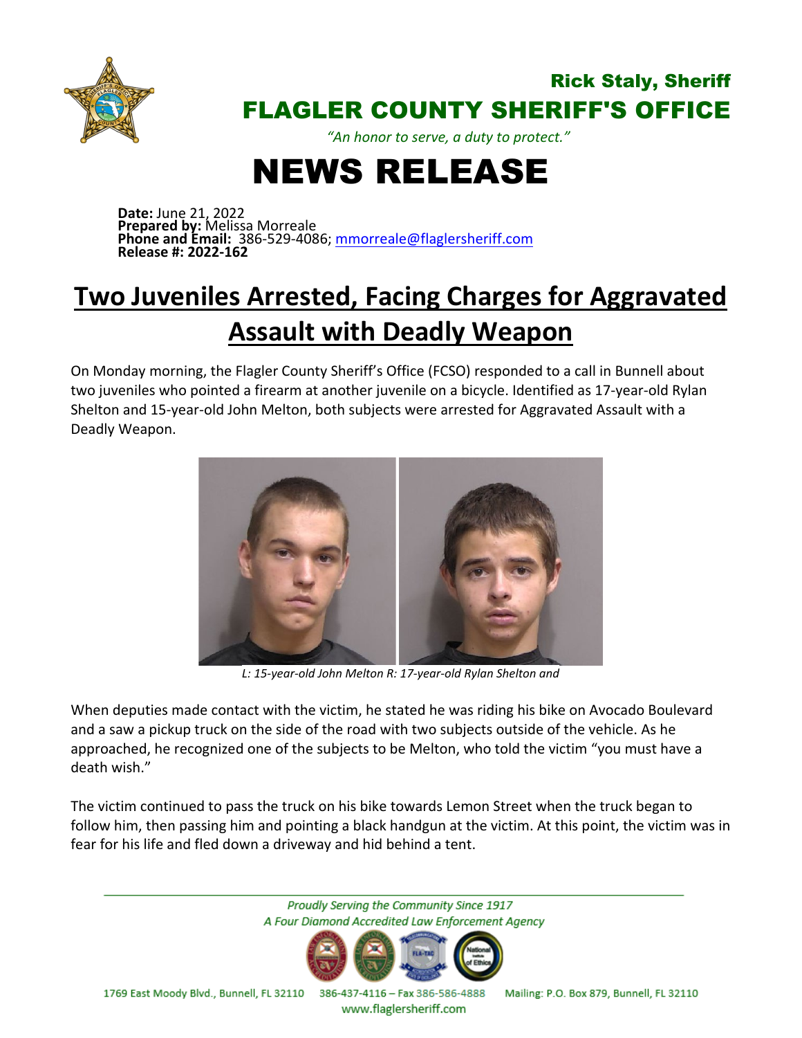Rick Staly, Sheriff

# FLAGLER COUNTY SHERIFF'S OFFICE

*"An honor to serve, a duty to protect."*

# NEWS RELEASE

**Date:** June 21, 2022
**Prepared by:** Melissa Morreale
**Phone and Email:** 386-529-4086; mmorreale@flaglersheriff.com
**Release #: 2022-162**

## Two Juveniles Arrested, Facing Charges for Aggravated Assault with Deadly Weapon

On Monday morning, the Flagler County Sheriff's Office (FCSO) responded to a call in Bunnell about two juveniles who pointed a firearm at another juvenile on a bicycle. Identified as 17-year-old Rylan Shelton and 15-year-old John Melton, both subjects were arrested for Aggravated Assault with a Deadly Weapon.

*L: 15-year-old John Melton R: 17-year-old Rylan Shelton and*

When deputies made contact with the victim, he stated he was riding his bike on Avocado Boulevard and a saw a pickup truck on the side of the road with two subjects outside of the vehicle. As he approached, he recognized one of the subjects to be Melton, who told the victim "you must have a death wish."

The victim continued to pass the truck on his bike towards Lemon Street when the truck began to follow him, then passing him and pointing a black handgun at the victim. At this point, the victim was in fear for his life and fled down a driveway and hid behind a tent.

*Proudly Serving the Community Since 1917*
*A Four Diamond Accredited Law Enforcement Agency*

1769 East Moody Blvd., Bunnell, FL 32110 386-437-4116 – Fax 386-586-4888 Mailing: P.O. Box 879, Bunnell, FL 32110
www.flaglersheriff.com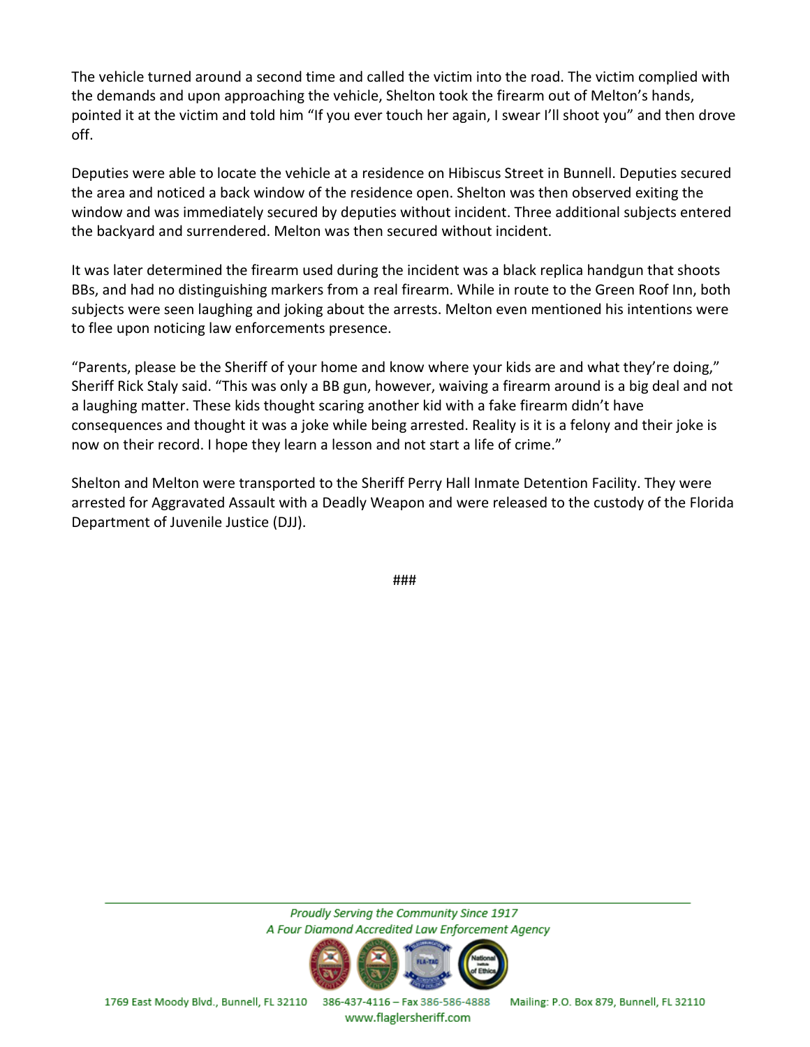The vehicle turned around a second time and called the victim into the road. The victim complied with the demands and upon approaching the vehicle, Shelton took the firearm out of Melton's hands, pointed it at the victim and told him "If you ever touch her again, I swear I'll shoot you" and then drove off.

Deputies were able to locate the vehicle at a residence on Hibiscus Street in Bunnell. Deputies secured the area and noticed a back window of the residence open. Shelton was then observed exiting the window and was immediately secured by deputies without incident. Three additional subjects entered the backyard and surrendered. Melton was then secured without incident.

It was later determined the firearm used during the incident was a black replica handgun that shoots BBs, and had no distinguishing markers from a real firearm. While in route to the Green Roof Inn, both subjects were seen laughing and joking about the arrests. Melton even mentioned his intentions were to flee upon noticing law enforcements presence.

"Parents, please be the Sheriff of your home and know where your kids are and what they're doing," Sheriff Rick Staly said. "This was only a BB gun, however, waiving a firearm around is a big deal and not a laughing matter. These kids thought scaring another kid with a fake firearm didn't have consequences and thought it was a joke while being arrested. Reality is it is a felony and their joke is now on their record. I hope they learn a lesson and not start a life of crime."

Shelton and Melton were transported to the Sheriff Perry Hall Inmate Detention Facility. They were arrested for Aggravated Assault with a Deadly Weapon and were released to the custody of the Florida Department of Juvenile Justice (DJJ).

###

*Proudly Serving the Community Since 1917*
*A Four Diamond Accredited Law Enforcement Agency*

1769 East Moody Blvd., Bunnell, FL 32110 386-437-4116 – Fax 386-586-4888 Mailing: P.O. Box 879, Bunnell, FL 32110
www.flaglersheriff.com